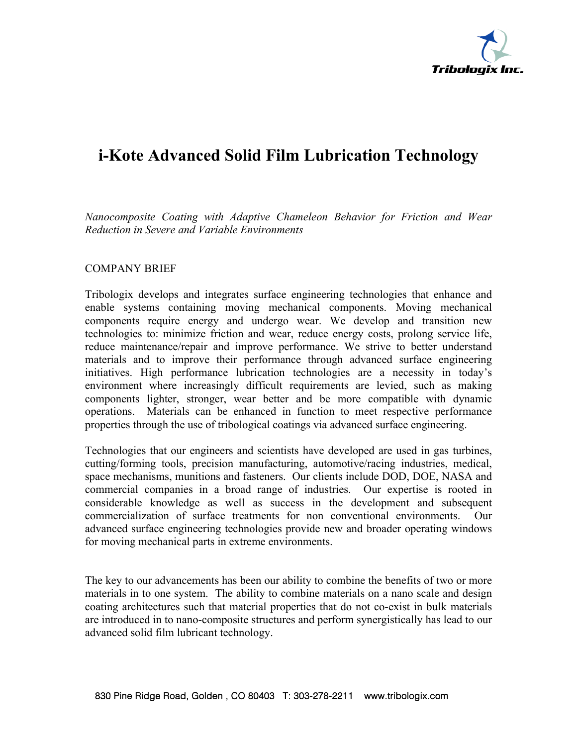# i-Kote Advanced Solid Film Lubrication Technology

*Nanocomposite Coating with Adaptive Chameleon Behavior for Friction and Wear Reduction in Severe and Variable Environments*

COMPANY BRIEF

Tribologix develops and integrates surface engineering technologies that enhance and enable systems containing moving mechanical components. Moving mechanical components require energy and undergo wear. We develop and transition new technologies to: minimize friction and wear, reduce energy costs, prolong service life, reduce maintenance/repair and improve performance. We strive to better understand materials and to improve their performance through advanced surface engineering initiatives. High performance lubrication technologies are a necessity in today's environment where increasingly difficult requirements are levied, such as making components lighter, stronger, wear better and be more compatible with dynamic operations. Materials can be enhanced in function to meet respective performance properties through the use of tribological coatings via advanced surface engineering.

Technologies that our engineers and scientists have developed are used in gas turbines, cutting/forming tools, precision manufacturing, automotive/racing industries, medical, space mechanisms, munitions and fasteners. Our clients include DOD, DOE, NASA and commercial companies in a broad range of industries. Our expertise is rooted in considerable knowledge as well as success in the development and subsequent commercialization of surface treatments for non conventional environments. Our advanced surface engineering technologies provide new and broader operating windows for moving mechanical parts in extreme environments.

The key to our advancements has been our ability to combine the benefits of two or more materials in to one system. The ability to combine materials on a nano scale and design coating architectures such that material properties that do not co-exist in bulk materials are introduced in to nano-composite structures and perform synergistically has lead to our advanced solid film lubricant technology.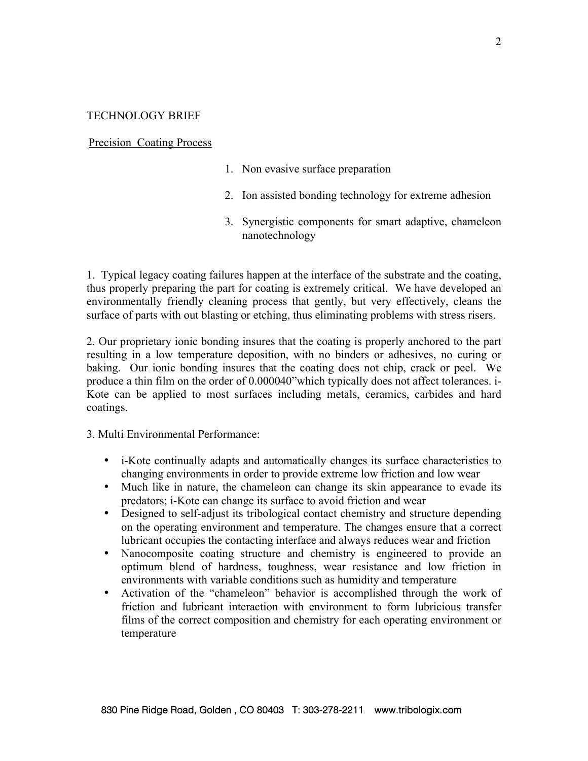TECHNOLOGY BRIEF

Precision Coating Process

1. Non evasive surface preparation
2. Ion assisted bonding technology for extreme adhesion
3. Synergistic components for smart adaptive, chameleon nanotechnology

1. Typical legacy coating failures happen at the interface of the substrate and the coating, thus properly preparing the part for coating is extremely critical. We have developed an environmentally friendly cleaning process that gently, but very effectively, cleans the surface of parts with out blasting or etching, thus eliminating problems with stress risers.

2. Our proprietary ionic bonding insures that the coating is properly anchored to the part resulting in a low temperature deposition, with no binders or adhesives, no curing or baking. Our ionic bonding insures that the coating does not chip, crack or peel. We produce a thin film on the order of 0.000040"which typically does not affect tolerances. i-Kote can be applied to most surfaces including metals, ceramics, carbides and hard coatings.

3. Multi Environmental Performance:

- i-Kote continually adapts and automatically changes its surface characteristics to changing environments in order to provide extreme low friction and low wear
- Much like in nature, the chameleon can change its skin appearance to evade its predators; i-Kote can change its surface to avoid friction and wear
- Designed to self-adjust its tribological contact chemistry and structure depending on the operating environment and temperature. The changes ensure that a correct lubricant occupies the contacting interface and always reduces wear and friction
- Nanocomposite coating structure and chemistry is engineered to provide an optimum blend of hardness, toughness, wear resistance and low friction in environments with variable conditions such as humidity and temperature
- Activation of the "chameleon" behavior is accomplished through the work of friction and lubricant interaction with environment to form lubricious transfer films of the correct composition and chemistry for each operating environment or temperature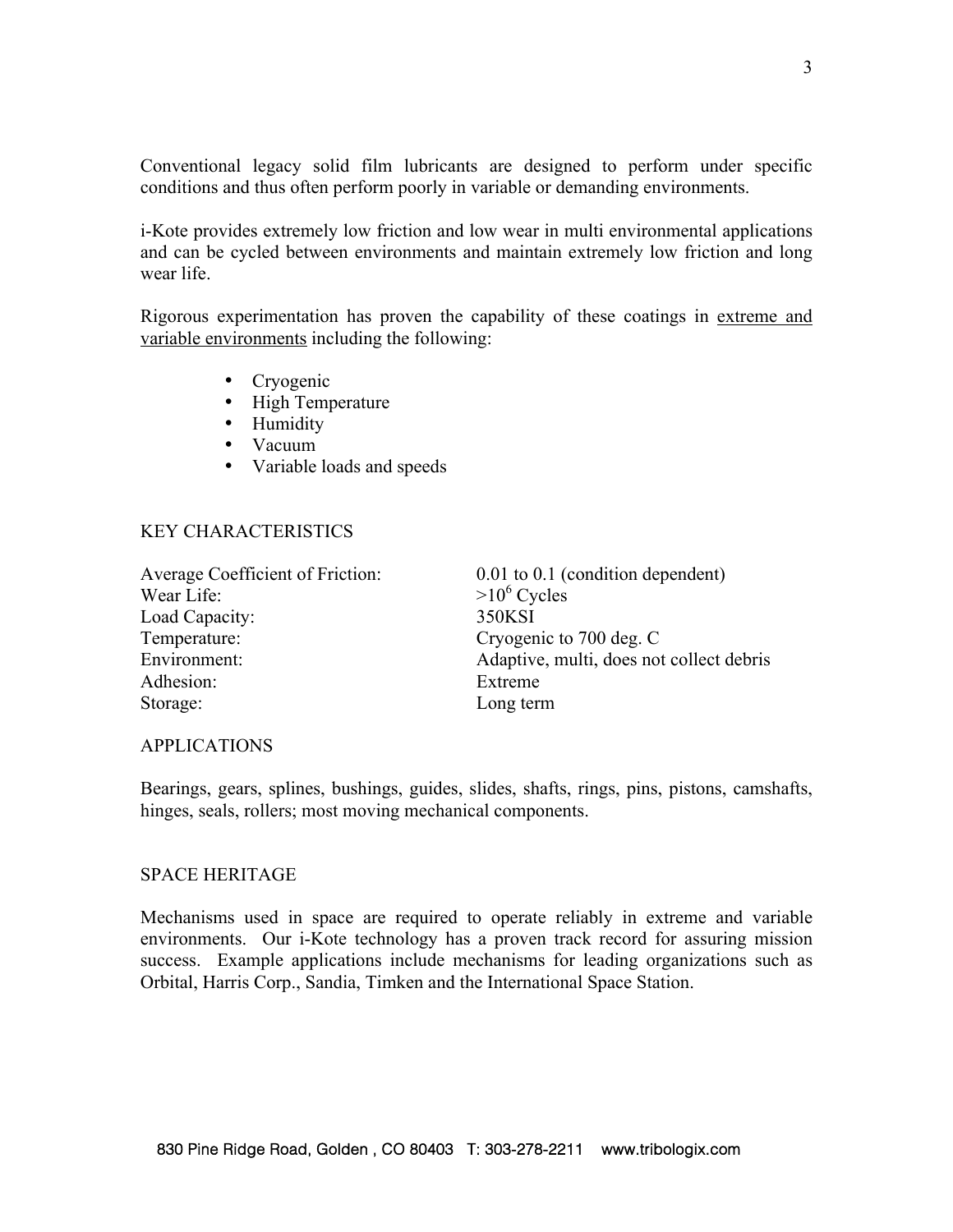Conventional legacy solid film lubricants are designed to perform under specific conditions and thus often perform poorly in variable or demanding environments.

i-Kote provides extremely low friction and low wear in multi environmental applications and can be cycled between environments and maintain extremely low friction and long wear life.

Rigorous experimentation has proven the capability of these coatings in <u>extreme and variable environments</u> including the following:

- Cryogenic
- High Temperature
- Humidity
- Vacuum
- Variable loads and speeds

## KEY CHARACTERISTICS

| | |
|---|---|
| Average Coefficient of Friction: | 0.01 to 0.1 (condition dependent) |
| Wear Life: | $>10^6$ Cycles |
| Load Capacity: | 350KSI |
| Temperature: | Cryogenic to 700 deg. C |
| Environment: | Adaptive, multi, does not collect debris |
| Adhesion: | Extreme |
| Storage: | Long term |

## APPLICATIONS

Bearings, gears, splines, bushings, guides, slides, shafts, rings, pins, pistons, camshafts, hinges, seals, rollers; most moving mechanical components.

## SPACE HERITAGE

Mechanisms used in space are required to operate reliably in extreme and variable environments. Our i-Kote technology has a proven track record for assuring mission success. Example applications include mechanisms for leading organizations such as Orbital, Harris Corp., Sandia, Timken and the International Space Station.